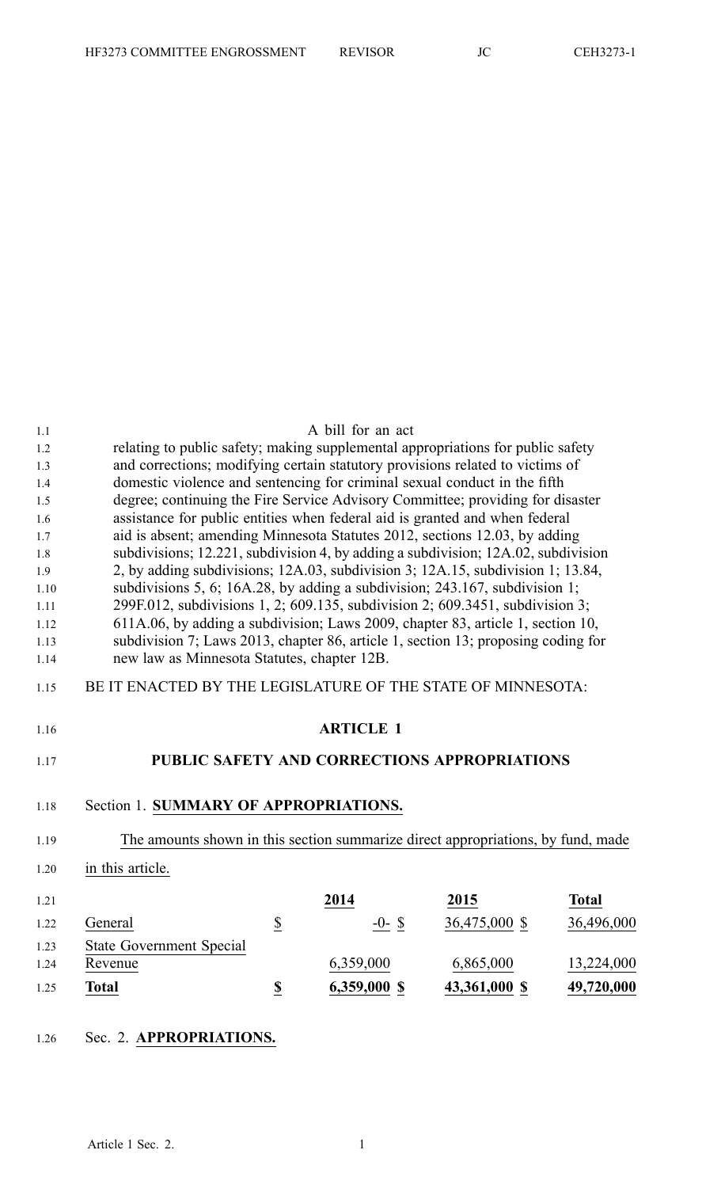A bill for an act

relating to public safety; making supplemental appropriations for public safety and corrections; modifying certain statutory provisions related to victims of domestic violence and sentencing for criminal sexual conduct in the fifth degree; continuing the Fire Service Advisory Committee; providing for disaster assistance for public entities when federal aid is granted and when federal aid is absent; amending Minnesota Statutes 2012, sections 12.03, by adding subdivisions; 12.221, subdivision 4, by adding a subdivision; 12A.02, subdivision 2, by adding subdivisions; 12A.03, subdivision 3; 12A.15, subdivision 1; 13.84, subdivisions 5, 6; 16A.28, by adding a subdivision; 243.167, subdivision 1; 299F.012, subdivisions 1, 2; 609.135, subdivision 2; 609.3451, subdivision 3; 611A.06, by adding a subdivision; Laws 2009, chapter 83, article 1, section 10, subdivision 7; Laws 2013, chapter 86, article 1, section 13; proposing coding for new law as Minnesota Statutes, chapter 12B.

BE IT ENACTED BY THE LEGISLATURE OF THE STATE OF MINNESOTA:

## ARTICLE 1

## PUBLIC SAFETY AND CORRECTIONS APPROPRIATIONS

### Section 1. SUMMARY OF APPROPRIATIONS.

The amounts shown in this section summarize direct appropriations, by fund, made in this article.

| | | 2014 | 2015 | Total |
|---|---|---|---|---|
| General | $ | -0- $ | 36,475,000 $ | 36,496,000 |
| State Government Special Revenue | | 6,359,000 | 6,865,000 | 13,224,000 |
| **Total** | **$** | **6,359,000 $** | **43,361,000 $** | **49,720,000** |

### Sec. 2. APPROPRIATIONS.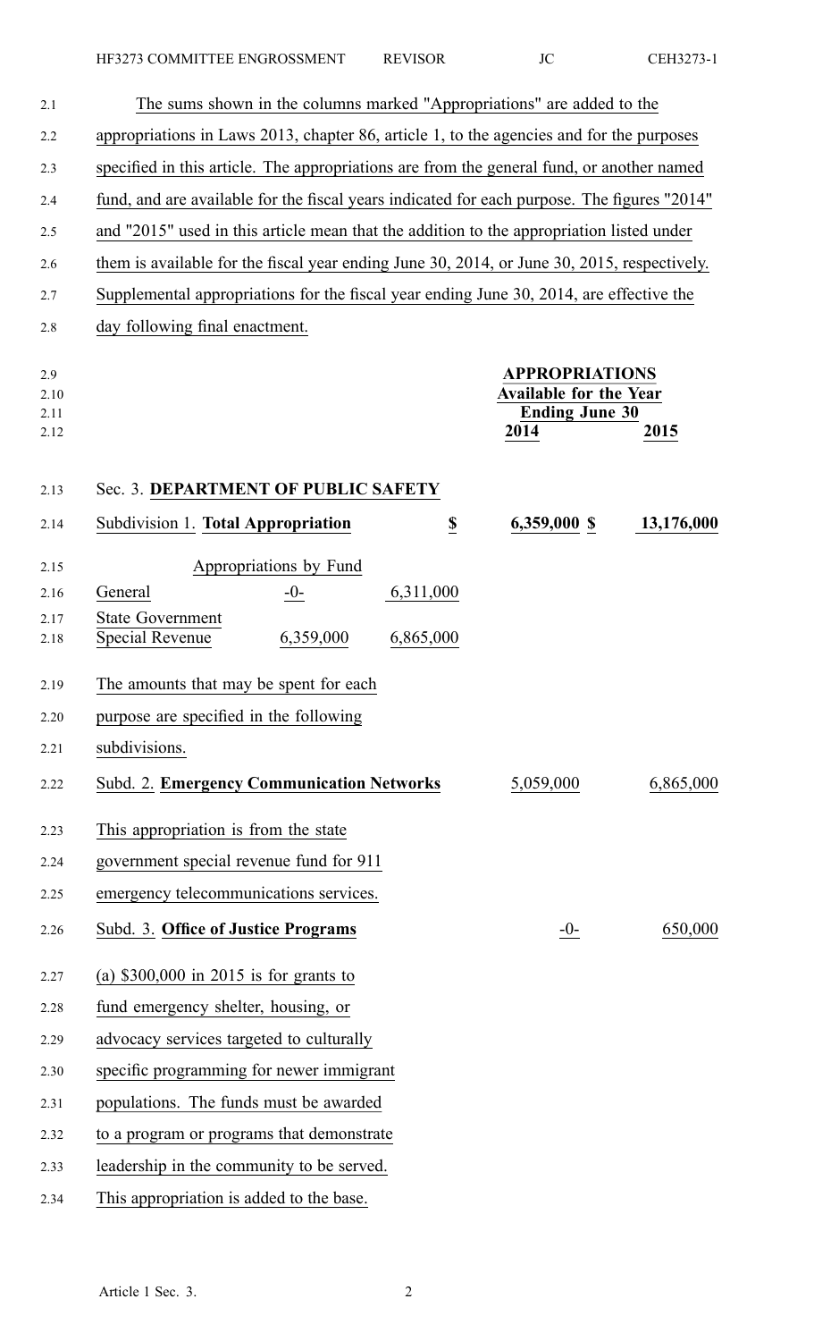The sums shown in the columns marked "Appropriations" are added to the appropriations in Laws 2013, chapter 86, article 1, to the agencies and for the purposes specified in this article. The appropriations are from the general fund, or another named fund, and are available for the fiscal years indicated for each purpose. The figures "2014" and "2015" used in this article mean that the addition to the appropriation listed under them is available for the fiscal year ending June 30, 2014, or June 30, 2015, respectively. Supplemental appropriations for the fiscal year ending June 30, 2014, are effective the day following final enactment.

| | APPROPRIATIONS Available for the Year Ending June 30 | |
|---|---|---|
| | **2014** | **2015** |

## Sec. 3. DEPARTMENT OF PUBLIC SAFETY

| | | | | |
|---|---|---|---|---|
| Subdivision 1. **Total Appropriation** | | $ | 6,359,000 $ | 13,176,000 |

| Appropriations by Fund | | |
|---|---|---|
| General | -0- | 6,311,000 |
| State Government Special Revenue | 6,359,000 | 6,865,000 |

The amounts that may be spent for each purpose are specified in the following subdivisions.

| | | |
|---|---|---|
| Subd. 2. **Emergency Communication Networks** | 5,059,000 | 6,865,000 |

This appropriation is from the state government special revenue fund for 911 emergency telecommunications services.

| | | |
|---|---|---|
| Subd. 3. **Office of Justice Programs** | -0- | 650,000 |

(a) $300,000 in 2015 is for grants to fund emergency shelter, housing, or advocacy services targeted to culturally specific programming for newer immigrant populations. The funds must be awarded to a program or programs that demonstrate leadership in the community to be served. This appropriation is added to the base.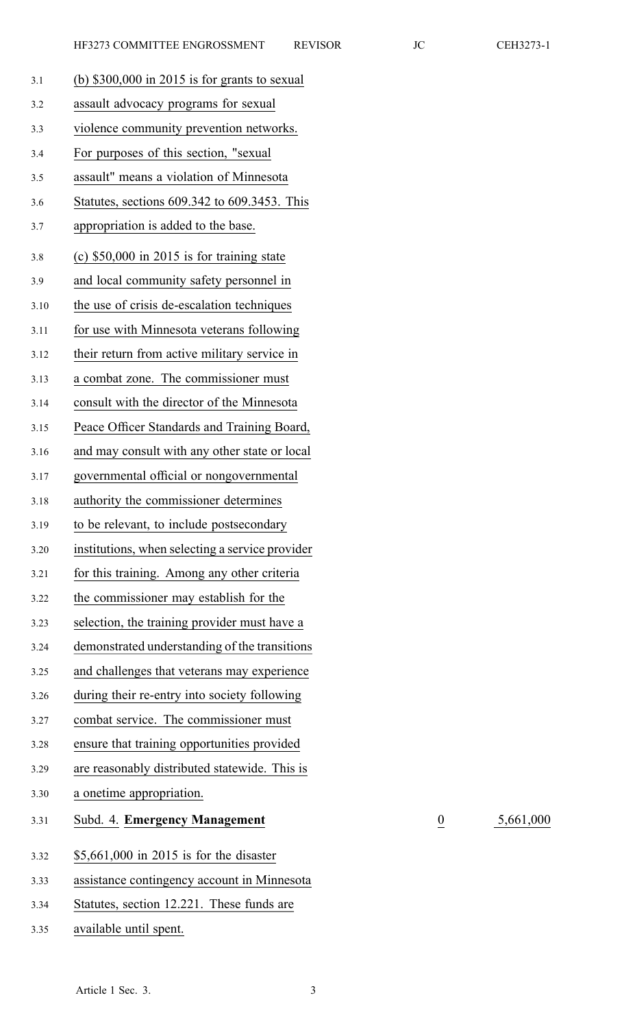(b) $300,000 in 2015 is for grants to sexual assault advocacy programs for sexual violence community prevention networks. For purposes of this section, "sexual assault" means a violation of Minnesota Statutes, sections 609.342 to 609.3453. This appropriation is added to the base.

(c) $50,000 in 2015 is for training state and local community safety personnel in the use of crisis de-escalation techniques for use with Minnesota veterans following their return from active military service in a combat zone. The commissioner must consult with the director of the Minnesota Peace Officer Standards and Training Board, and may consult with any other state or local governmental official or nongovernmental authority the commissioner determines to be relevant, to include postsecondary institutions, when selecting a service provider for this training. Among any other criteria the commissioner may establish for the selection, the training provider must have a demonstrated understanding of the transitions and challenges that veterans may experience during their re-entry into society following combat service. The commissioner must ensure that training opportunities provided are reasonably distributed statewide. This is a onetime appropriation.

| | | |
|---|---|---|
| Subd. 4. **Emergency Management** | 0 | 5,661,000 |

$5,661,000 in 2015 is for the disaster assistance contingency account in Minnesota Statutes, section 12.221. These funds are available until spent.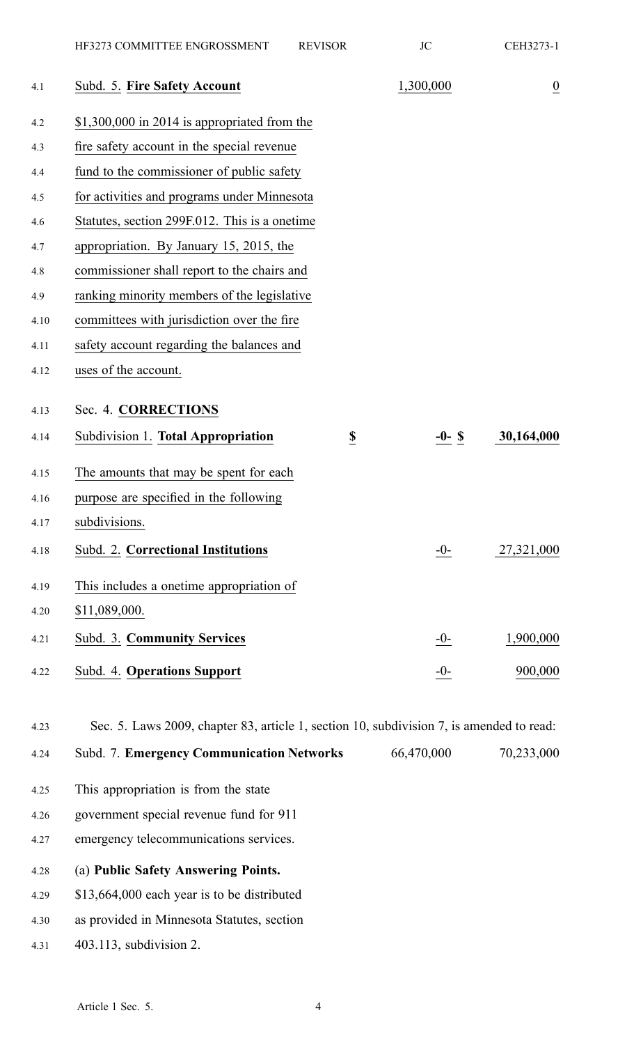Subd. 5. **Fire Safety Account** 1,300,000 0

$1,300,000 in 2014 is appropriated from the fire safety account in the special revenue fund to the commissioner of public safety for activities and programs under Minnesota Statutes, section 299F.012. This is a onetime appropriation. By January 15, 2015, the commissioner shall report to the chairs and ranking minority members of the legislative committees with jurisdiction over the fire safety account regarding the balances and uses of the account.

Sec. 4. **CORRECTIONS**

Subdivision 1. **Total Appropriation** $ -0- $ 30,164,000

The amounts that may be spent for each purpose are specified in the following subdivisions.

Subd. 2. **Correctional Institutions** -0- 27,321,000

This includes a onetime appropriation of $11,089,000.

Subd. 3. **Community Services** -0- 1,900,000

Subd. 4. **Operations Support** -0- 900,000

Sec. 5. Laws 2009, chapter 83, article 1, section 10, subdivision 7, is amended to read:

Subd. 7. **Emergency Communication Networks** 66,470,000 70,233,000

This appropriation is from the state government special revenue fund for 911 emergency telecommunications services.

(a) **Public Safety Answering Points.** $13,664,000 each year is to be distributed as provided in Minnesota Statutes, section 403.113, subdivision 2.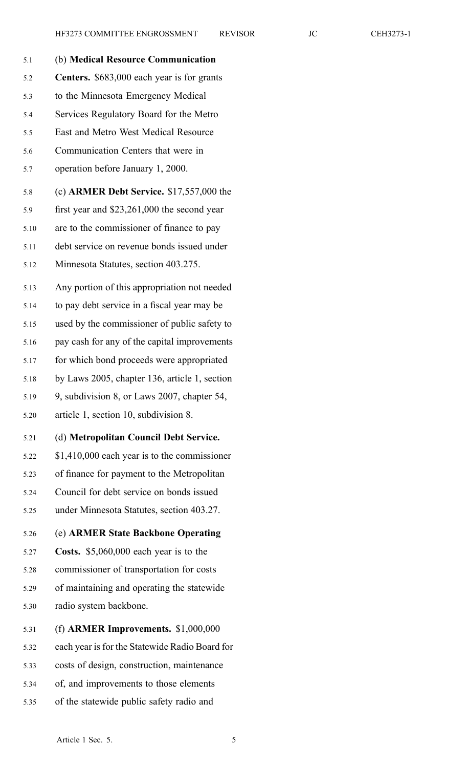(b) **Medical Resource Communication Centers.** $683,000 each year is for grants to the Minnesota Emergency Medical Services Regulatory Board for the Metro East and Metro West Medical Resource Communication Centers that were in operation before January 1, 2000.

(c) **ARMER Debt Service.** $17,557,000 the first year and $23,261,000 the second year are to the commissioner of finance to pay debt service on revenue bonds issued under Minnesota Statutes, section 403.275.

Any portion of this appropriation not needed to pay debt service in a fiscal year may be used by the commissioner of public safety to pay cash for any of the capital improvements for which bond proceeds were appropriated by Laws 2005, chapter 136, article 1, section 9, subdivision 8, or Laws 2007, chapter 54, article 1, section 10, subdivision 8.

(d) **Metropolitan Council Debt Service.** $1,410,000 each year is to the commissioner of finance for payment to the Metropolitan Council for debt service on bonds issued under Minnesota Statutes, section 403.27.

(e) **ARMER State Backbone Operating Costs.** $5,060,000 each year is to the commissioner of transportation for costs of maintaining and operating the statewide radio system backbone.

(f) **ARMER Improvements.** $1,000,000 each year is for the Statewide Radio Board for costs of design, construction, maintenance of, and improvements to those elements of the statewide public safety radio and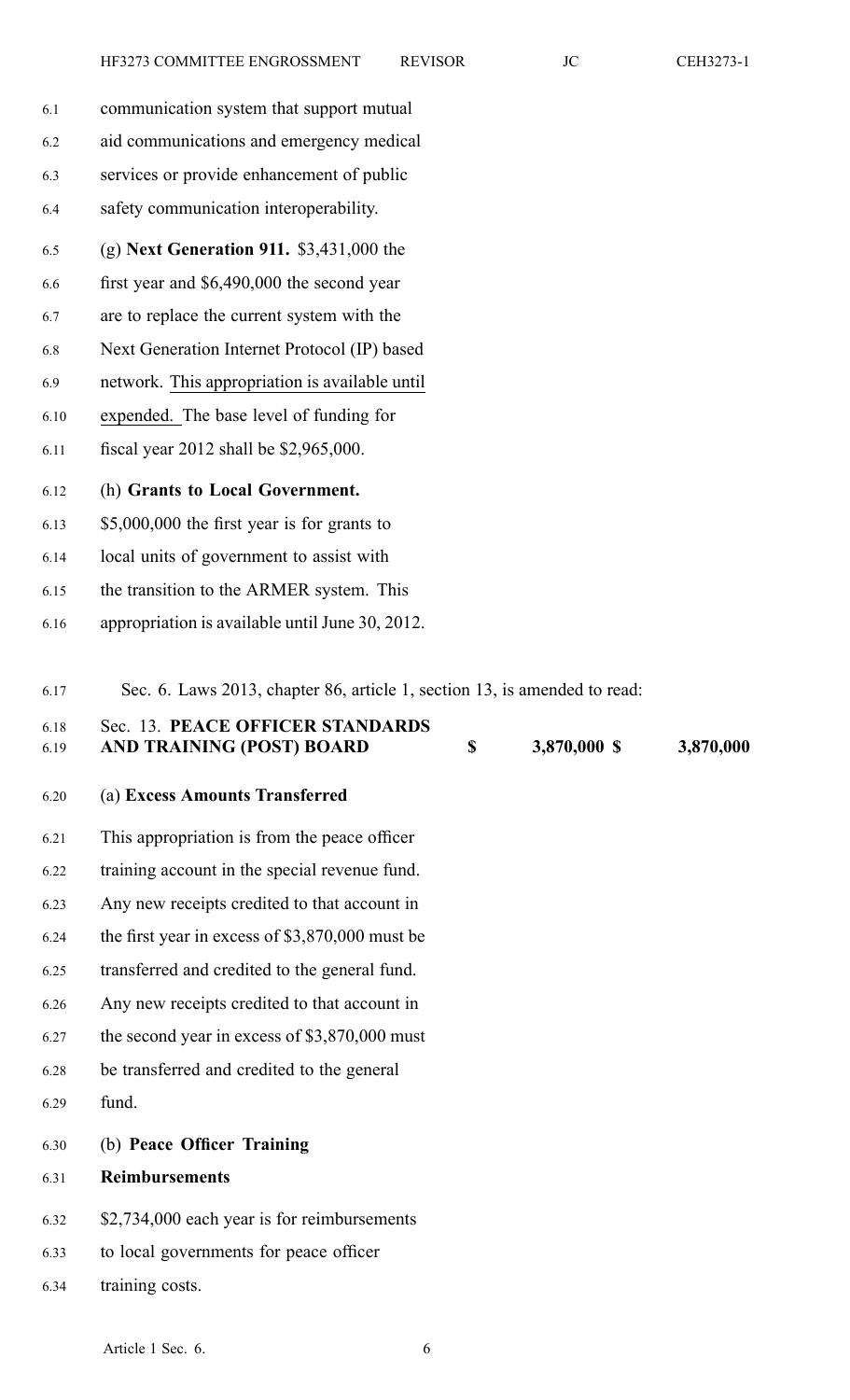communication system that support mutual aid communications and emergency medical services or provide enhancement of public safety communication interoperability.

(g) **Next Generation 911.** \$3,431,000 the first year and \$6,490,000 the second year are to replace the current system with the Next Generation Internet Protocol (IP) based network. This appropriation is available until expended. The base level of funding for fiscal year 2012 shall be \$2,965,000.

(h) **Grants to Local Government.** \$5,000,000 the first year is for grants to local units of government to assist with the transition to the ARMER system. This appropriation is available until June 30, 2012.

Sec. 6. Laws 2013, chapter 86, article 1, section 13, is amended to read:

| Sec. 13. **PEACE OFFICER STANDARDS AND TRAINING (POST) BOARD** | **\$** | **3,870,000 \$** | **3,870,000** |
|---|---|---|---|

(a) **Excess Amounts Transferred**

This appropriation is from the peace officer training account in the special revenue fund. Any new receipts credited to that account in the first year in excess of \$3,870,000 must be transferred and credited to the general fund. Any new receipts credited to that account in the second year in excess of \$3,870,000 must be transferred and credited to the general fund.

(b) **Peace Officer Training Reimbursements**

\$2,734,000 each year is for reimbursements to local governments for peace officer training costs.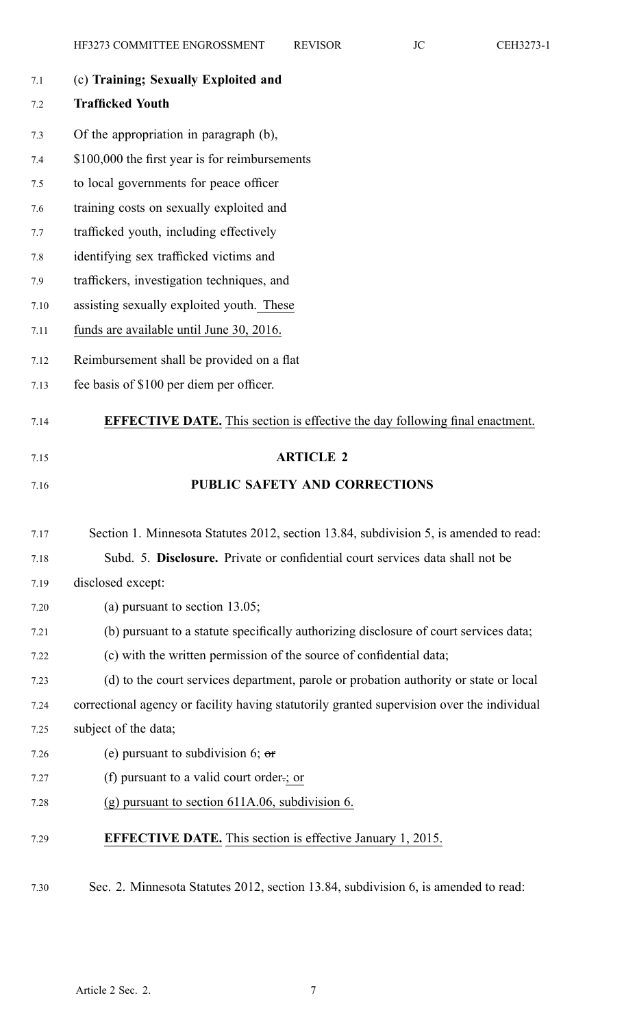(c) **Training; Sexually Exploited and Trafficked Youth**

Of the appropriation in paragraph (b), $100,000 the first year is for reimbursements to local governments for peace officer training costs on sexually exploited and trafficked youth, including effectively identifying sex trafficked victims and traffickers, investigation techniques, and assisting sexually exploited youth. These funds are available until June 30, 2016.

Reimbursement shall be provided on a flat fee basis of $100 per diem per officer.

**EFFECTIVE DATE.** This section is effective the day following final enactment.

## ARTICLE 2

## PUBLIC SAFETY AND CORRECTIONS

Section 1. Minnesota Statutes 2012, section 13.84, subdivision 5, is amended to read:

Subd. 5. **Disclosure.** Private or confidential court services data shall not be disclosed except:

(a) pursuant to section 13.05;

(b) pursuant to a statute specifically authorizing disclosure of court services data;

(c) with the written permission of the source of confidential data;

(d) to the court services department, parole or probation authority or state or local correctional agency or facility having statutorily granted supervision over the individual subject of the data;

(e) pursuant to subdivision 6; ~~or~~

(f) pursuant to a valid court order~~.~~; or

(g) pursuant to section 611A.06, subdivision 6.

**EFFECTIVE DATE.** This section is effective January 1, 2015.

Sec. 2. Minnesota Statutes 2012, section 13.84, subdivision 6, is amended to read: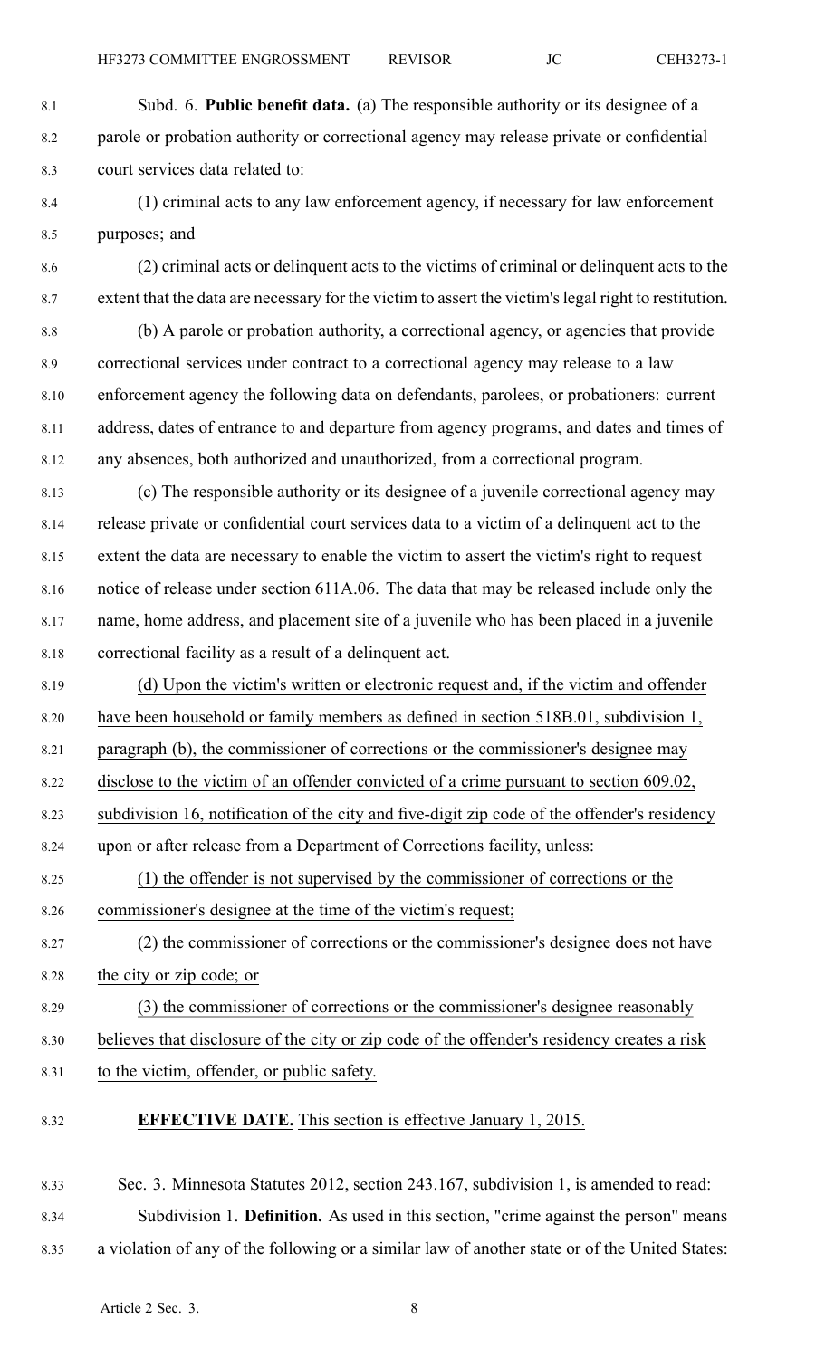Subd. 6. **Public benefit data.** (a) The responsible authority or its designee of a parole or probation authority or correctional agency may release private or confidential court services data related to:

(1) criminal acts to any law enforcement agency, if necessary for law enforcement purposes; and

(2) criminal acts or delinquent acts to the victims of criminal or delinquent acts to the extent that the data are necessary for the victim to assert the victim's legal right to restitution.

(b) A parole or probation authority, a correctional agency, or agencies that provide correctional services under contract to a correctional agency may release to a law enforcement agency the following data on defendants, parolees, or probationers: current address, dates of entrance to and departure from agency programs, and dates and times of any absences, both authorized and unauthorized, from a correctional program.

(c) The responsible authority or its designee of a juvenile correctional agency may release private or confidential court services data to a victim of a delinquent act to the extent the data are necessary to enable the victim to assert the victim's right to request notice of release under section 611A.06. The data that may be released include only the name, home address, and placement site of a juvenile who has been placed in a juvenile correctional facility as a result of a delinquent act.

(d) Upon the victim's written or electronic request and, if the victim and offender have been household or family members as defined in section 518B.01, subdivision 1, paragraph (b), the commissioner of corrections or the commissioner's designee may disclose to the victim of an offender convicted of a crime pursuant to section 609.02, subdivision 16, notification of the city and five-digit zip code of the offender's residency upon or after release from a Department of Corrections facility, unless:

(1) the offender is not supervised by the commissioner of corrections or the commissioner's designee at the time of the victim's request;

(2) the commissioner of corrections or the commissioner's designee does not have the city or zip code; or

(3) the commissioner of corrections or the commissioner's designee reasonably believes that disclosure of the city or zip code of the offender's residency creates a risk to the victim, offender, or public safety.

**EFFECTIVE DATE.** This section is effective January 1, 2015.

Sec. 3. Minnesota Statutes 2012, section 243.167, subdivision 1, is amended to read:

Subdivision 1. **Definition.** As used in this section, "crime against the person" means a violation of any of the following or a similar law of another state or of the United States: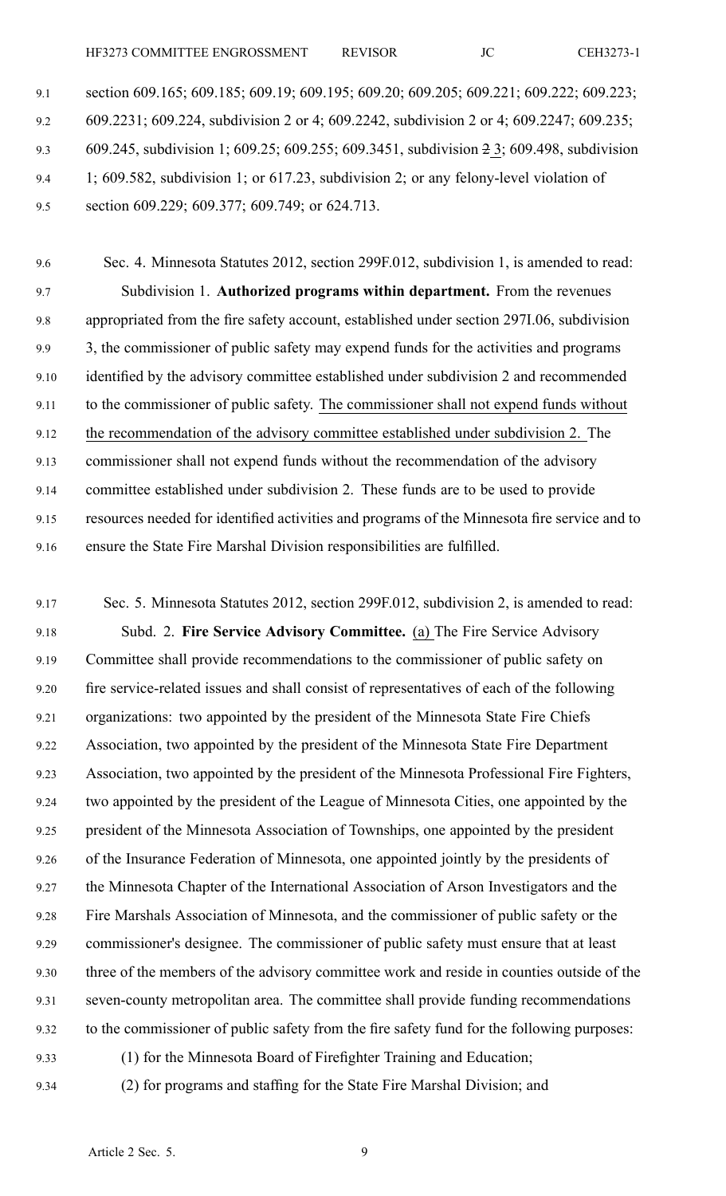section 609.165; 609.185; 609.19; 609.195; 609.20; 609.205; 609.221; 609.222; 609.223; 609.2231; 609.224, subdivision 2 or 4; 609.2242, subdivision 2 or 4; 609.2247; 609.235; 609.245, subdivision 1; 609.25; 609.255; 609.3451, subdivision ~~2~~ 3; 609.498, subdivision 1; 609.582, subdivision 1; or 617.23, subdivision 2; or any felony-level violation of section 609.229; 609.377; 609.749; or 624.713.

Sec. 4. Minnesota Statutes 2012, section 299F.012, subdivision 1, is amended to read:

Subdivision 1. **Authorized programs within department.** From the revenues appropriated from the fire safety account, established under section 297I.06, subdivision 3, the commissioner of public safety may expend funds for the activities and programs identified by the advisory committee established under subdivision 2 and recommended to the commissioner of public safety. <u>The commissioner shall not expend funds without the recommendation of the advisory committee established under subdivision 2.</u> The commissioner shall not expend funds without the recommendation of the advisory committee established under subdivision 2. These funds are to be used to provide resources needed for identified activities and programs of the Minnesota fire service and to ensure the State Fire Marshal Division responsibilities are fulfilled.

Sec. 5. Minnesota Statutes 2012, section 299F.012, subdivision 2, is amended to read:

Subd. 2. **Fire Service Advisory Committee.** <u>(a)</u> The Fire Service Advisory Committee shall provide recommendations to the commissioner of public safety on fire service-related issues and shall consist of representatives of each of the following organizations: two appointed by the president of the Minnesota State Fire Chiefs Association, two appointed by the president of the Minnesota State Fire Department Association, two appointed by the president of the Minnesota Professional Fire Fighters, two appointed by the president of the League of Minnesota Cities, one appointed by the president of the Minnesota Association of Townships, one appointed by the president of the Insurance Federation of Minnesota, one appointed jointly by the presidents of the Minnesota Chapter of the International Association of Arson Investigators and the Fire Marshals Association of Minnesota, and the commissioner of public safety or the commissioner's designee. The commissioner of public safety must ensure that at least three of the members of the advisory committee work and reside in counties outside of the seven-county metropolitan area. The committee shall provide funding recommendations to the commissioner of public safety from the fire safety fund for the following purposes:

(1) for the Minnesota Board of Firefighter Training and Education;

(2) for programs and staffing for the State Fire Marshal Division; and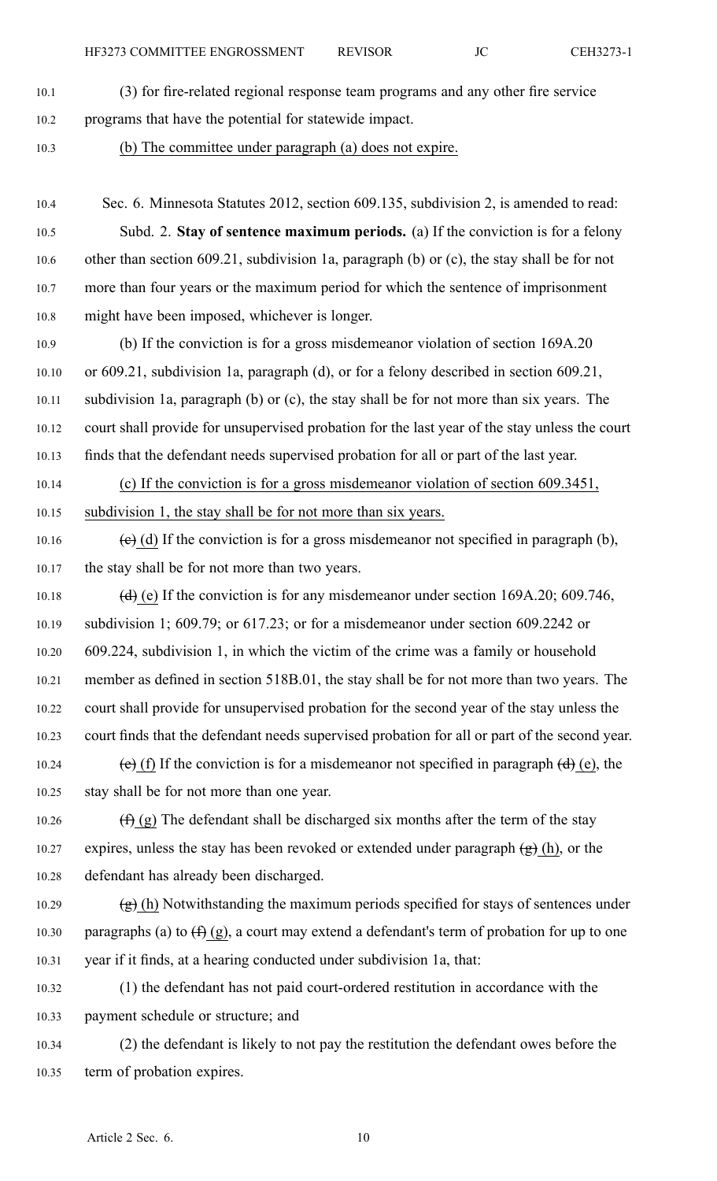(3) for fire-related regional response team programs and any other fire service programs that have the potential for statewide impact.

(b) The committee under paragraph (a) does not expire.

Sec. 6. Minnesota Statutes 2012, section 609.135, subdivision 2, is amended to read:

Subd. 2. **Stay of sentence maximum periods.** (a) If the conviction is for a felony other than section 609.21, subdivision 1a, paragraph (b) or (c), the stay shall be for not more than four years or the maximum period for which the sentence of imprisonment might have been imposed, whichever is longer.

(b) If the conviction is for a gross misdemeanor violation of section 169A.20 or 609.21, subdivision 1a, paragraph (d), or for a felony described in section 609.21, subdivision 1a, paragraph (b) or (c), the stay shall be for not more than six years. The court shall provide for unsupervised probation for the last year of the stay unless the court finds that the defendant needs supervised probation for all or part of the last year.

(c) If the conviction is for a gross misdemeanor violation of section 609.3451, subdivision 1, the stay shall be for not more than six years.

~~(c)~~ (d) If the conviction is for a gross misdemeanor not specified in paragraph (b), the stay shall be for not more than two years.

~~(d)~~ (e) If the conviction is for any misdemeanor under section 169A.20; 609.746, subdivision 1; 609.79; or 617.23; or for a misdemeanor under section 609.2242 or 609.224, subdivision 1, in which the victim of the crime was a family or household member as defined in section 518B.01, the stay shall be for not more than two years. The court shall provide for unsupervised probation for the second year of the stay unless the court finds that the defendant needs supervised probation for all or part of the second year.

~~(e)~~ (f) If the conviction is for a misdemeanor not specified in paragraph ~~(d)~~ (e), the stay shall be for not more than one year.

~~(f)~~ (g) The defendant shall be discharged six months after the term of the stay expires, unless the stay has been revoked or extended under paragraph ~~(g)~~ (h), or the defendant has already been discharged.

~~(g)~~ (h) Notwithstanding the maximum periods specified for stays of sentences under paragraphs (a) to ~~(f)~~ (g), a court may extend a defendant's term of probation for up to one year if it finds, at a hearing conducted under subdivision 1a, that:

(1) the defendant has not paid court-ordered restitution in accordance with the payment schedule or structure; and

(2) the defendant is likely to not pay the restitution the defendant owes before the term of probation expires.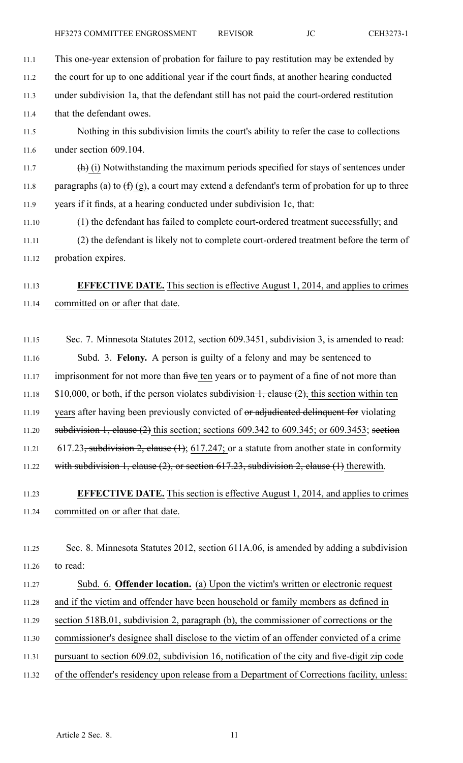This one-year extension of probation for failure to pay restitution may be extended by the court for up to one additional year if the court finds, at another hearing conducted under subdivision 1a, that the defendant still has not paid the court-ordered restitution that the defendant owes.

Nothing in this subdivision limits the court's ability to refer the case to collections under section 609.104.

~~(h)~~ (i) Notwithstanding the maximum periods specified for stays of sentences under paragraphs (a) to ~~(f)~~ (g), a court may extend a defendant's term of probation for up to three years if it finds, at a hearing conducted under subdivision 1c, that:

(1) the defendant has failed to complete court-ordered treatment successfully; and

(2) the defendant is likely not to complete court-ordered treatment before the term of probation expires.

**EFFECTIVE DATE.** This section is effective August 1, 2014, and applies to crimes committed on or after that date.

Sec. 7. Minnesota Statutes 2012, section 609.3451, subdivision 3, is amended to read:

Subd. 3. **Felony.** A person is guilty of a felony and may be sentenced to imprisonment for not more than ~~five~~ ten years or to payment of a fine of not more than $10,000, or both, if the person violates ~~subdivision 1, clause (2),~~ this section within ten years after having been previously convicted of ~~or adjudicated delinquent for~~ violating ~~subdivision 1, clause (2)~~ this section; sections 609.342 to 609.345; or 609.3453; ~~section~~ 617.23~~, subdivision 2, clause (1)~~; 617.247; or a statute from another state in conformity ~~with subdivision 1, clause (2), or section 617.23, subdivision 2, clause (1)~~ therewith.

**EFFECTIVE DATE.** This section is effective August 1, 2014, and applies to crimes committed on or after that date.

Sec. 8. Minnesota Statutes 2012, section 611A.06, is amended by adding a subdivision to read:

Subd. 6. **Offender location.** (a) Upon the victim's written or electronic request and if the victim and offender have been household or family members as defined in section 518B.01, subdivision 2, paragraph (b), the commissioner of corrections or the commissioner's designee shall disclose to the victim of an offender convicted of a crime pursuant to section 609.02, subdivision 16, notification of the city and five-digit zip code of the offender's residency upon release from a Department of Corrections facility, unless: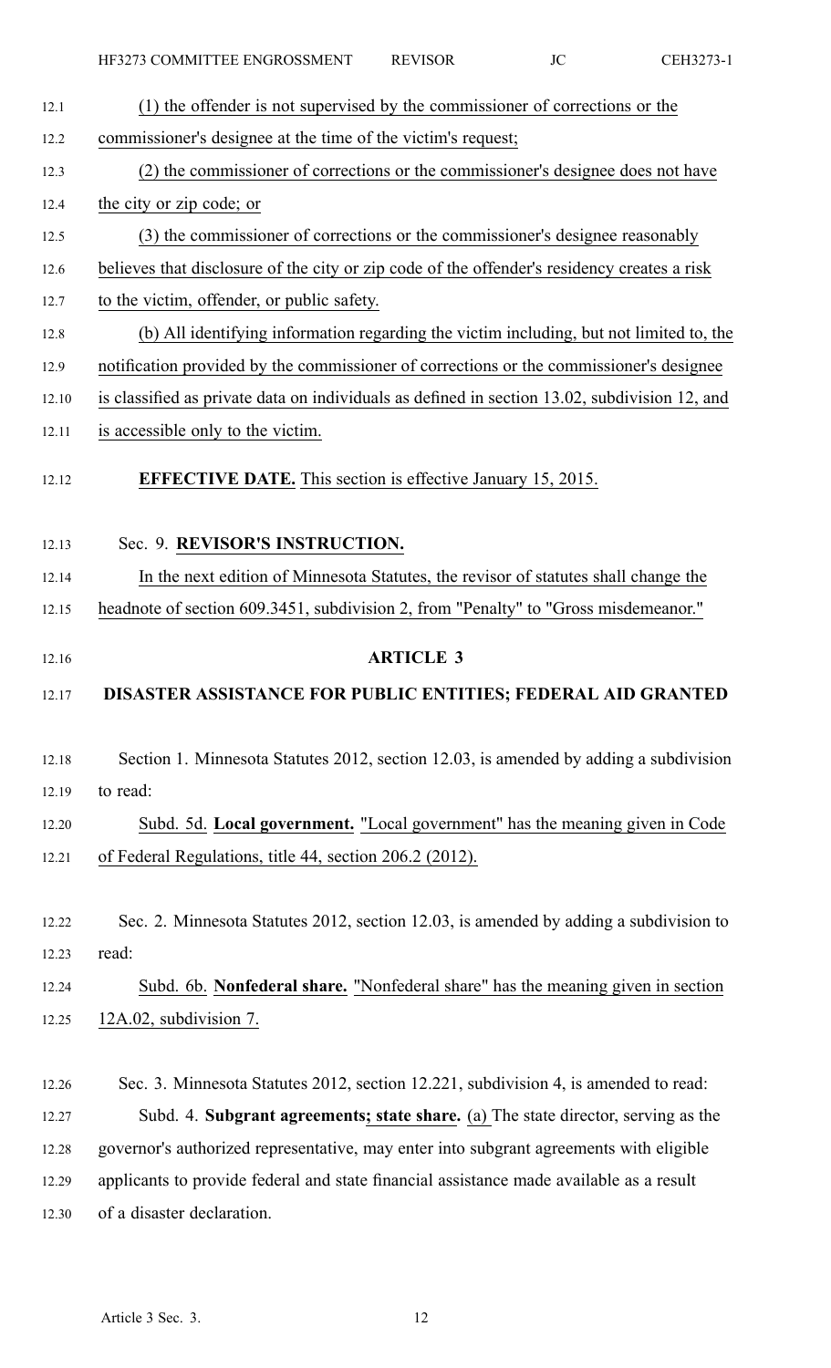(1) the offender is not supervised by the commissioner of corrections or the commissioner's designee at the time of the victim's request;

(2) the commissioner of corrections or the commissioner's designee does not have the city or zip code; or

(3) the commissioner of corrections or the commissioner's designee reasonably believes that disclosure of the city or zip code of the offender's residency creates a risk to the victim, offender, or public safety.

(b) All identifying information regarding the victim including, but not limited to, the notification provided by the commissioner of corrections or the commissioner's designee is classified as private data on individuals as defined in section 13.02, subdivision 12, and is accessible only to the victim.

**EFFECTIVE DATE.** This section is effective January 15, 2015.

Sec. 9. **REVISOR'S INSTRUCTION.**

In the next edition of Minnesota Statutes, the revisor of statutes shall change the headnote of section 609.3451, subdivision 2, from "Penalty" to "Gross misdemeanor."

## ARTICLE 3

## DISASTER ASSISTANCE FOR PUBLIC ENTITIES; FEDERAL AID GRANTED

Section 1. Minnesota Statutes 2012, section 12.03, is amended by adding a subdivision to read:

Subd. 5d. **Local government.** "Local government" has the meaning given in Code of Federal Regulations, title 44, section 206.2 (2012).

Sec. 2. Minnesota Statutes 2012, section 12.03, is amended by adding a subdivision to read:

Subd. 6b. **Nonfederal share.** "Nonfederal share" has the meaning given in section 12A.02, subdivision 7.

Sec. 3. Minnesota Statutes 2012, section 12.221, subdivision 4, is amended to read:

Subd. 4. **Subgrant agreements; state share.** (a) The state director, serving as the governor's authorized representative, may enter into subgrant agreements with eligible applicants to provide federal and state financial assistance made available as a result of a disaster declaration.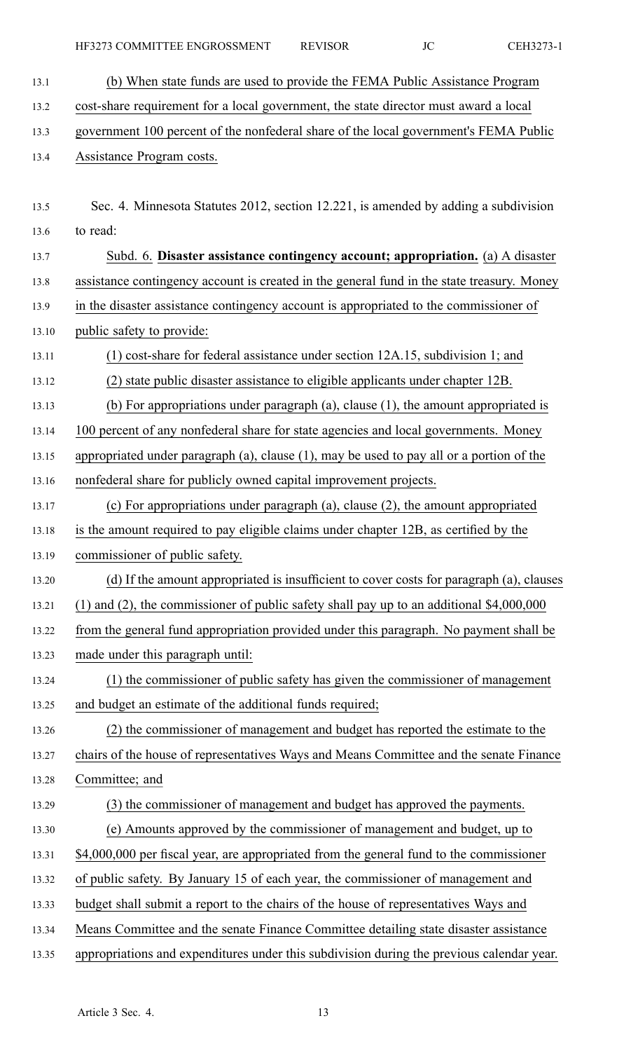(b) When state funds are used to provide the FEMA Public Assistance Program cost-share requirement for a local government, the state director must award a local government 100 percent of the nonfederal share of the local government's FEMA Public Assistance Program costs.

Sec. 4. Minnesota Statutes 2012, section 12.221, is amended by adding a subdivision to read:

Subd. 6. **Disaster assistance contingency account; appropriation.** (a) A disaster assistance contingency account is created in the general fund in the state treasury. Money in the disaster assistance contingency account is appropriated to the commissioner of public safety to provide:

(1) cost-share for federal assistance under section 12A.15, subdivision 1; and

(2) state public disaster assistance to eligible applicants under chapter 12B.

(b) For appropriations under paragraph (a), clause (1), the amount appropriated is 100 percent of any nonfederal share for state agencies and local governments. Money appropriated under paragraph (a), clause (1), may be used to pay all or a portion of the nonfederal share for publicly owned capital improvement projects.

(c) For appropriations under paragraph (a), clause (2), the amount appropriated is the amount required to pay eligible claims under chapter 12B, as certified by the commissioner of public safety.

(d) If the amount appropriated is insufficient to cover costs for paragraph (a), clauses (1) and (2), the commissioner of public safety shall pay up to an additional $4,000,000 from the general fund appropriation provided under this paragraph. No payment shall be made under this paragraph until:

(1) the commissioner of public safety has given the commissioner of management and budget an estimate of the additional funds required;

(2) the commissioner of management and budget has reported the estimate to the chairs of the house of representatives Ways and Means Committee and the senate Finance Committee; and

(3) the commissioner of management and budget has approved the payments.

(e) Amounts approved by the commissioner of management and budget, up to $4,000,000 per fiscal year, are appropriated from the general fund to the commissioner of public safety. By January 15 of each year, the commissioner of management and budget shall submit a report to the chairs of the house of representatives Ways and Means Committee and the senate Finance Committee detailing state disaster assistance appropriations and expenditures under this subdivision during the previous calendar year.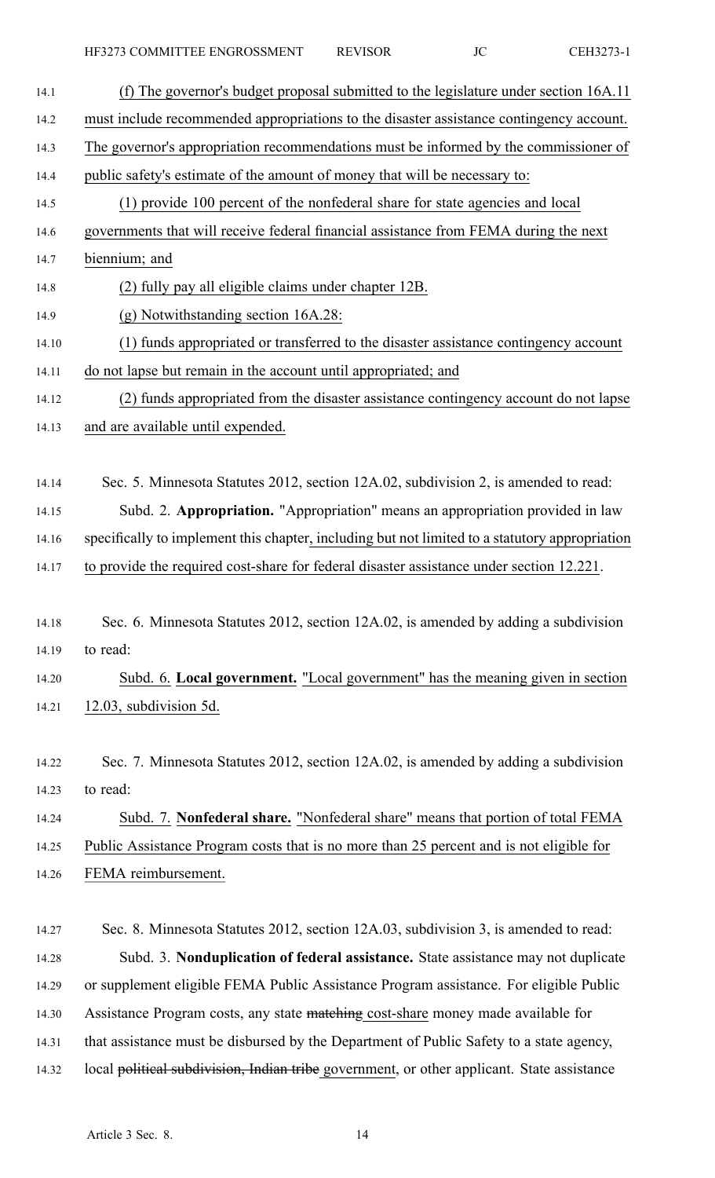(f) The governor's budget proposal submitted to the legislature under section 16A.11 must include recommended appropriations to the disaster assistance contingency account. The governor's appropriation recommendations must be informed by the commissioner of public safety's estimate of the amount of money that will be necessary to:

(1) provide 100 percent of the nonfederal share for state agencies and local governments that will receive federal financial assistance from FEMA during the next biennium; and

(2) fully pay all eligible claims under chapter 12B.

(g) Notwithstanding section 16A.28:

(1) funds appropriated or transferred to the disaster assistance contingency account do not lapse but remain in the account until appropriated; and

(2) funds appropriated from the disaster assistance contingency account do not lapse and are available until expended.

Sec. 5. Minnesota Statutes 2012, section 12A.02, subdivision 2, is amended to read:

Subd. 2. **Appropriation.** "Appropriation" means an appropriation provided in law specifically to implement this chapter, including but not limited to a statutory appropriation to provide the required cost-share for federal disaster assistance under section 12.221.

Sec. 6. Minnesota Statutes 2012, section 12A.02, is amended by adding a subdivision to read:

Subd. 6. **Local government.** "Local government" has the meaning given in section 12.03, subdivision 5d.

Sec. 7. Minnesota Statutes 2012, section 12A.02, is amended by adding a subdivision to read:

Subd. 7. **Nonfederal share.** "Nonfederal share" means that portion of total FEMA Public Assistance Program costs that is no more than 25 percent and is not eligible for FEMA reimbursement.

Sec. 8. Minnesota Statutes 2012, section 12A.03, subdivision 3, is amended to read:

Subd. 3. **Nonduplication of federal assistance.** State assistance may not duplicate or supplement eligible FEMA Public Assistance Program assistance. For eligible Public Assistance Program costs, any state ~~matching~~ cost-share money made available for that assistance must be disbursed by the Department of Public Safety to a state agency, local ~~political subdivision, Indian tribe~~ government, or other applicant. State assistance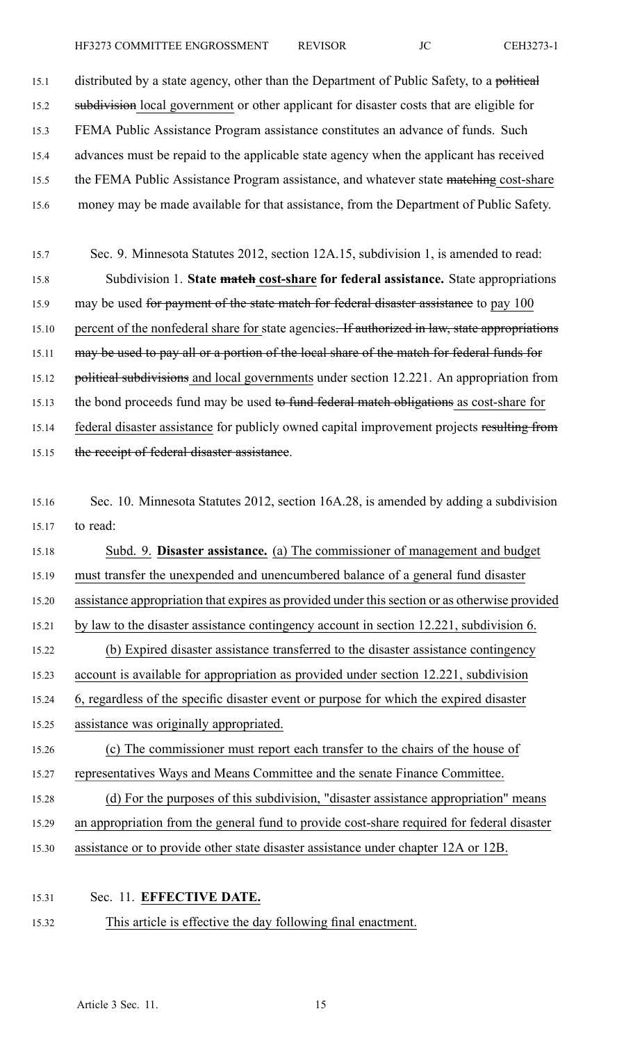distributed by a state agency, other than the Department of Public Safety, to a ~~political subdivision~~ local government or other applicant for disaster costs that are eligible for FEMA Public Assistance Program assistance constitutes an advance of funds. Such advances must be repaid to the applicable state agency when the applicant has received the FEMA Public Assistance Program assistance, and whatever state ~~matching~~ cost-share money may be made available for that assistance, from the Department of Public Safety.

Sec. 9. Minnesota Statutes 2012, section 12A.15, subdivision 1, is amended to read:

Subdivision 1. **State ~~match~~ cost-share for federal assistance.** State appropriations may be used ~~for payment of the state match for federal disaster assistance~~ to pay 100 percent of the nonfederal share for state agencies~~. If authorized in law, state appropriations may be used to pay all or a portion of the local share of the match for federal funds for political subdivisions~~ and local governments under section 12.221. An appropriation from the bond proceeds fund may be used ~~to fund federal match obligations~~ as cost-share for federal disaster assistance for publicly owned capital improvement projects ~~resulting from the receipt of federal disaster assistance~~.

Sec. 10. Minnesota Statutes 2012, section 16A.28, is amended by adding a subdivision to read:

Subd. 9. **Disaster assistance.** (a) The commissioner of management and budget must transfer the unexpended and unencumbered balance of a general fund disaster assistance appropriation that expires as provided under this section or as otherwise provided by law to the disaster assistance contingency account in section 12.221, subdivision 6.

(b) Expired disaster assistance transferred to the disaster assistance contingency account is available for appropriation as provided under section 12.221, subdivision 6, regardless of the specific disaster event or purpose for which the expired disaster assistance was originally appropriated.

(c) The commissioner must report each transfer to the chairs of the house of representatives Ways and Means Committee and the senate Finance Committee.

(d) For the purposes of this subdivision, "disaster assistance appropriation" means an appropriation from the general fund to provide cost-share required for federal disaster assistance or to provide other state disaster assistance under chapter 12A or 12B.

Sec. 11. **EFFECTIVE DATE.**

This article is effective the day following final enactment.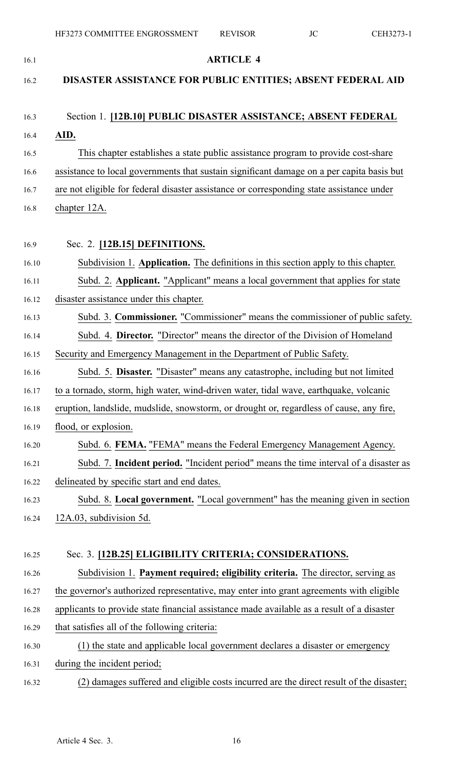# ARTICLE 4

## DISASTER ASSISTANCE FOR PUBLIC ENTITIES; ABSENT FEDERAL AID

Section 1. **[12B.10] PUBLIC DISASTER ASSISTANCE; ABSENT FEDERAL AID.**

This chapter establishes a state public assistance program to provide cost-share assistance to local governments that sustain significant damage on a per capita basis but are not eligible for federal disaster assistance or corresponding state assistance under chapter 12A.

Sec. 2. **[12B.15] DEFINITIONS.**

Subdivision 1. **Application.** The definitions in this section apply to this chapter.

Subd. 2. **Applicant.** "Applicant" means a local government that applies for state disaster assistance under this chapter.

Subd. 3. **Commissioner.** "Commissioner" means the commissioner of public safety.

Subd. 4. **Director.** "Director" means the director of the Division of Homeland Security and Emergency Management in the Department of Public Safety.

Subd. 5. **Disaster.** "Disaster" means any catastrophe, including but not limited to a tornado, storm, high water, wind-driven water, tidal wave, earthquake, volcanic eruption, landslide, mudslide, snowstorm, or drought or, regardless of cause, any fire, flood, or explosion.

Subd. 6. **FEMA.** "FEMA" means the Federal Emergency Management Agency.

Subd. 7. **Incident period.** "Incident period" means the time interval of a disaster as delineated by specific start and end dates.

Subd. 8. **Local government.** "Local government" has the meaning given in section 12A.03, subdivision 5d.

Sec. 3. **[12B.25] ELIGIBILITY CRITERIA; CONSIDERATIONS.**

Subdivision 1. **Payment required; eligibility criteria.** The director, serving as the governor's authorized representative, may enter into grant agreements with eligible applicants to provide state financial assistance made available as a result of a disaster that satisfies all of the following criteria:

(1) the state and applicable local government declares a disaster or emergency during the incident period;

(2) damages suffered and eligible costs incurred are the direct result of the disaster;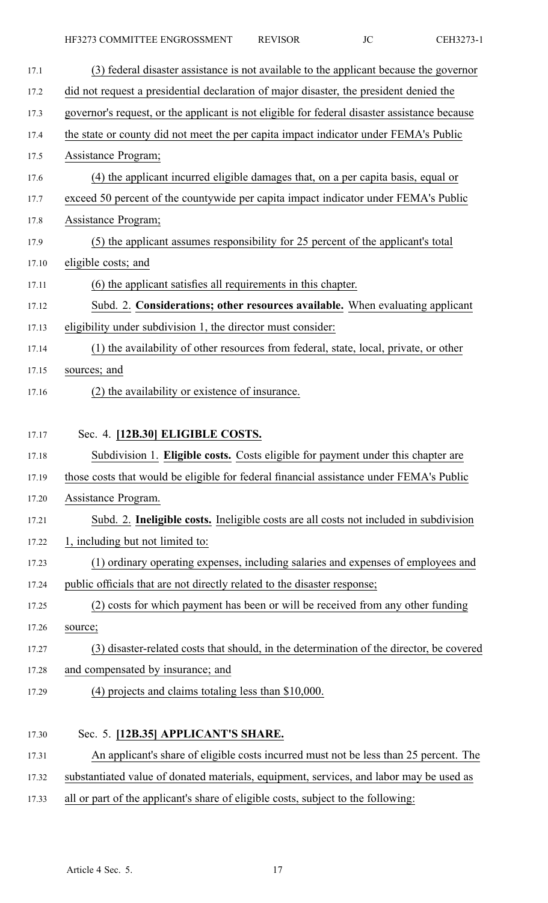(3) federal disaster assistance is not available to the applicant because the governor did not request a presidential declaration of major disaster, the president denied the governor's request, or the applicant is not eligible for federal disaster assistance because the state or county did not meet the per capita impact indicator under FEMA's Public Assistance Program;

(4) the applicant incurred eligible damages that, on a per capita basis, equal or exceed 50 percent of the countywide per capita impact indicator under FEMA's Public Assistance Program;

(5) the applicant assumes responsibility for 25 percent of the applicant's total eligible costs; and

(6) the applicant satisfies all requirements in this chapter.

Subd. 2. **Considerations; other resources available.** When evaluating applicant eligibility under subdivision 1, the director must consider:

(1) the availability of other resources from federal, state, local, private, or other sources; and

(2) the availability or existence of insurance.

Sec. 4. **[12B.30] ELIGIBLE COSTS.**

Subdivision 1. **Eligible costs.** Costs eligible for payment under this chapter are those costs that would be eligible for federal financial assistance under FEMA's Public Assistance Program.

Subd. 2. **Ineligible costs.** Ineligible costs are all costs not included in subdivision 1, including but not limited to:

(1) ordinary operating expenses, including salaries and expenses of employees and public officials that are not directly related to the disaster response;

(2) costs for which payment has been or will be received from any other funding source;

(3) disaster-related costs that should, in the determination of the director, be covered and compensated by insurance; and

(4) projects and claims totaling less than $10,000.

Sec. 5. **[12B.35] APPLICANT'S SHARE.**

An applicant's share of eligible costs incurred must not be less than 25 percent. The substantiated value of donated materials, equipment, services, and labor may be used as all or part of the applicant's share of eligible costs, subject to the following: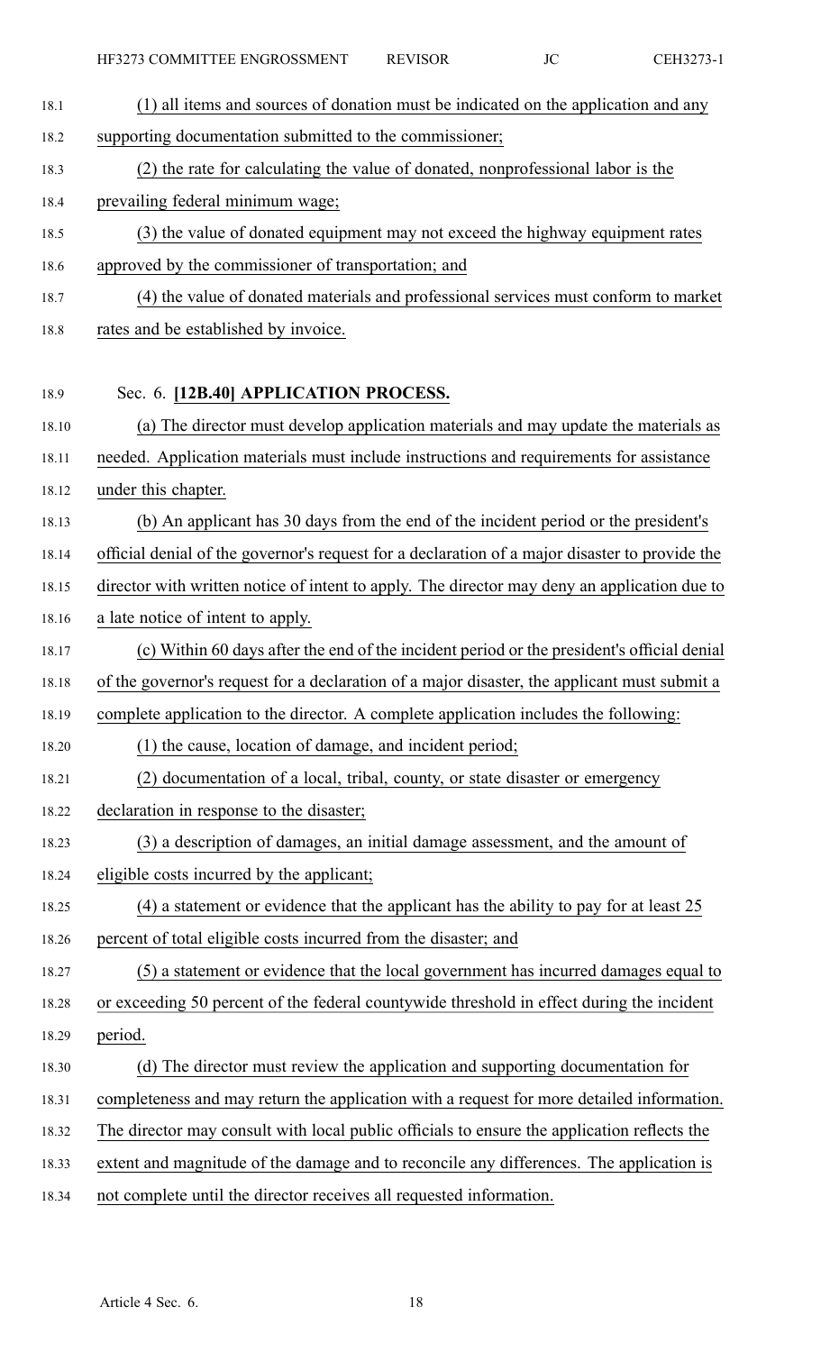(1) all items and sources of donation must be indicated on the application and any supporting documentation submitted to the commissioner;

(2) the rate for calculating the value of donated, nonprofessional labor is the prevailing federal minimum wage;

(3) the value of donated equipment may not exceed the highway equipment rates approved by the commissioner of transportation; and

(4) the value of donated materials and professional services must conform to market rates and be established by invoice.

Sec. 6. **[12B.40] APPLICATION PROCESS.**

(a) The director must develop application materials and may update the materials as needed. Application materials must include instructions and requirements for assistance under this chapter.

(b) An applicant has 30 days from the end of the incident period or the president's official denial of the governor's request for a declaration of a major disaster to provide the director with written notice of intent to apply. The director may deny an application due to a late notice of intent to apply.

(c) Within 60 days after the end of the incident period or the president's official denial of the governor's request for a declaration of a major disaster, the applicant must submit a complete application to the director. A complete application includes the following:

(1) the cause, location of damage, and incident period;

(2) documentation of a local, tribal, county, or state disaster or emergency declaration in response to the disaster;

(3) a description of damages, an initial damage assessment, and the amount of eligible costs incurred by the applicant;

(4) a statement or evidence that the applicant has the ability to pay for at least 25 percent of total eligible costs incurred from the disaster; and

(5) a statement or evidence that the local government has incurred damages equal to or exceeding 50 percent of the federal countywide threshold in effect during the incident period.

(d) The director must review the application and supporting documentation for completeness and may return the application with a request for more detailed information. The director may consult with local public officials to ensure the application reflects the extent and magnitude of the damage and to reconcile any differences. The application is not complete until the director receives all requested information.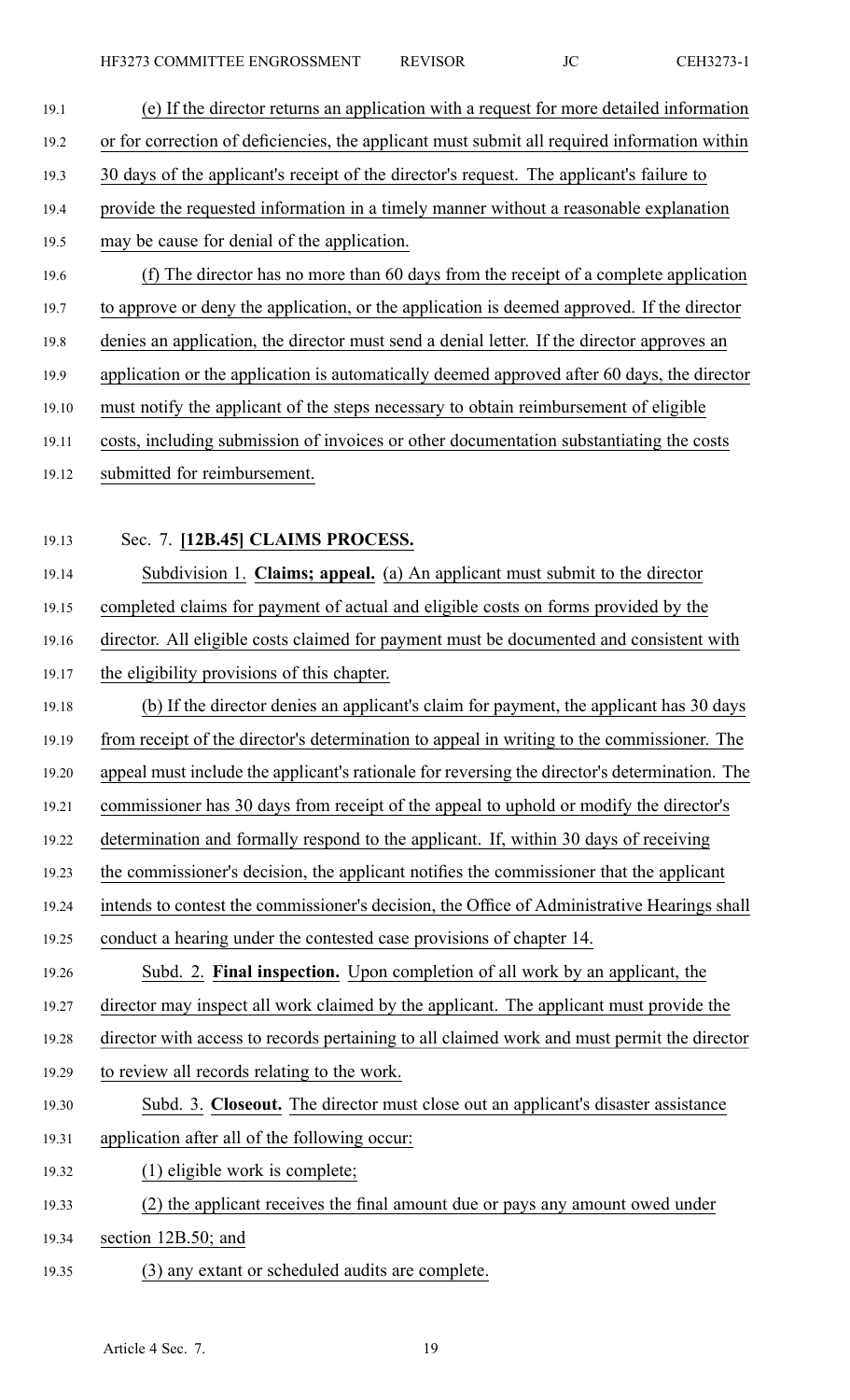(e) If the director returns an application with a request for more detailed information or for correction of deficiencies, the applicant must submit all required information within 30 days of the applicant's receipt of the director's request. The applicant's failure to provide the requested information in a timely manner without a reasonable explanation may be cause for denial of the application.

(f) The director has no more than 60 days from the receipt of a complete application to approve or deny the application, or the application is deemed approved. If the director denies an application, the director must send a denial letter. If the director approves an application or the application is automatically deemed approved after 60 days, the director must notify the applicant of the steps necessary to obtain reimbursement of eligible costs, including submission of invoices or other documentation substantiating the costs submitted for reimbursement.

Sec. 7. **[12B.45] CLAIMS PROCESS.**

Subdivision 1. **Claims; appeal.** (a) An applicant must submit to the director completed claims for payment of actual and eligible costs on forms provided by the director. All eligible costs claimed for payment must be documented and consistent with the eligibility provisions of this chapter.

(b) If the director denies an applicant's claim for payment, the applicant has 30 days from receipt of the director's determination to appeal in writing to the commissioner. The appeal must include the applicant's rationale for reversing the director's determination. The commissioner has 30 days from receipt of the appeal to uphold or modify the director's determination and formally respond to the applicant. If, within 30 days of receiving the commissioner's decision, the applicant notifies the commissioner that the applicant intends to contest the commissioner's decision, the Office of Administrative Hearings shall conduct a hearing under the contested case provisions of chapter 14.

Subd. 2. **Final inspection.** Upon completion of all work by an applicant, the director may inspect all work claimed by the applicant. The applicant must provide the director with access to records pertaining to all claimed work and must permit the director to review all records relating to the work.

Subd. 3. **Closeout.** The director must close out an applicant's disaster assistance application after all of the following occur:

(1) eligible work is complete;

(2) the applicant receives the final amount due or pays any amount owed under section 12B.50; and

(3) any extant or scheduled audits are complete.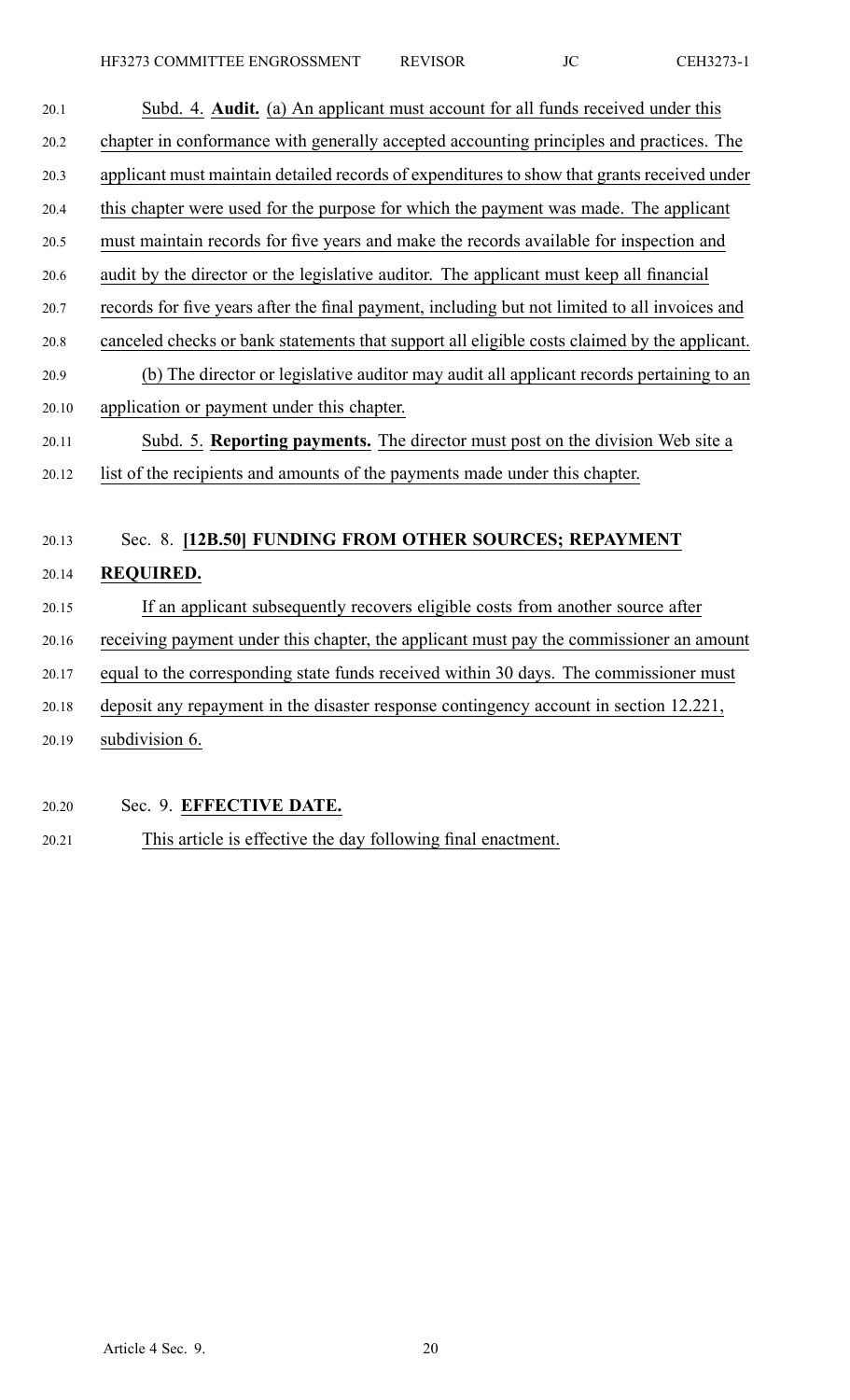Subd. 4. **Audit.** (a) An applicant must account for all funds received under this chapter in conformance with generally accepted accounting principles and practices. The applicant must maintain detailed records of expenditures to show that grants received under this chapter were used for the purpose for which the payment was made. The applicant must maintain records for five years and make the records available for inspection and audit by the director or the legislative auditor. The applicant must keep all financial records for five years after the final payment, including but not limited to all invoices and canceled checks or bank statements that support all eligible costs claimed by the applicant.

(b) The director or legislative auditor may audit all applicant records pertaining to an application or payment under this chapter.

Subd. 5. **Reporting payments.** The director must post on the division Web site a list of the recipients and amounts of the payments made under this chapter.

Sec. 8. **[12B.50] FUNDING FROM OTHER SOURCES; REPAYMENT REQUIRED.**

If an applicant subsequently recovers eligible costs from another source after receiving payment under this chapter, the applicant must pay the commissioner an amount equal to the corresponding state funds received within 30 days. The commissioner must deposit any repayment in the disaster response contingency account in section 12.221, subdivision 6.

Sec. 9. **EFFECTIVE DATE.**

This article is effective the day following final enactment.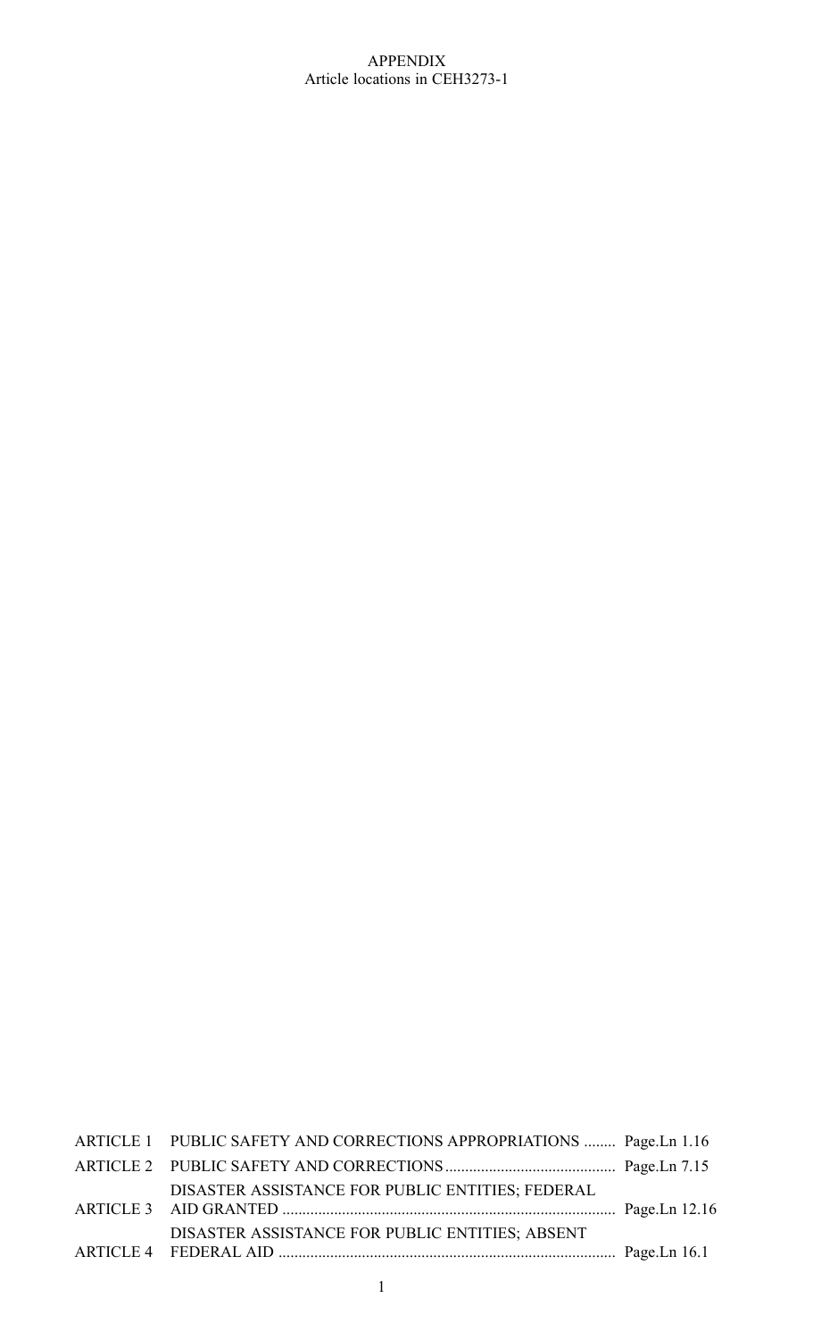APPENDIX
Article locations in CEH3273-1

| | | |
|---|---|---|
| ARTICLE 1 | PUBLIC SAFETY AND CORRECTIONS APPROPRIATIONS | Page.Ln 1.16 |
| ARTICLE 2 | PUBLIC SAFETY AND CORRECTIONS | Page.Ln 7.15 |
| ARTICLE 3 | DISASTER ASSISTANCE FOR PUBLIC ENTITIES; FEDERAL AID GRANTED | Page.Ln 12.16 |
| ARTICLE 4 | DISASTER ASSISTANCE FOR PUBLIC ENTITIES; ABSENT FEDERAL AID | Page.Ln 16.1 |